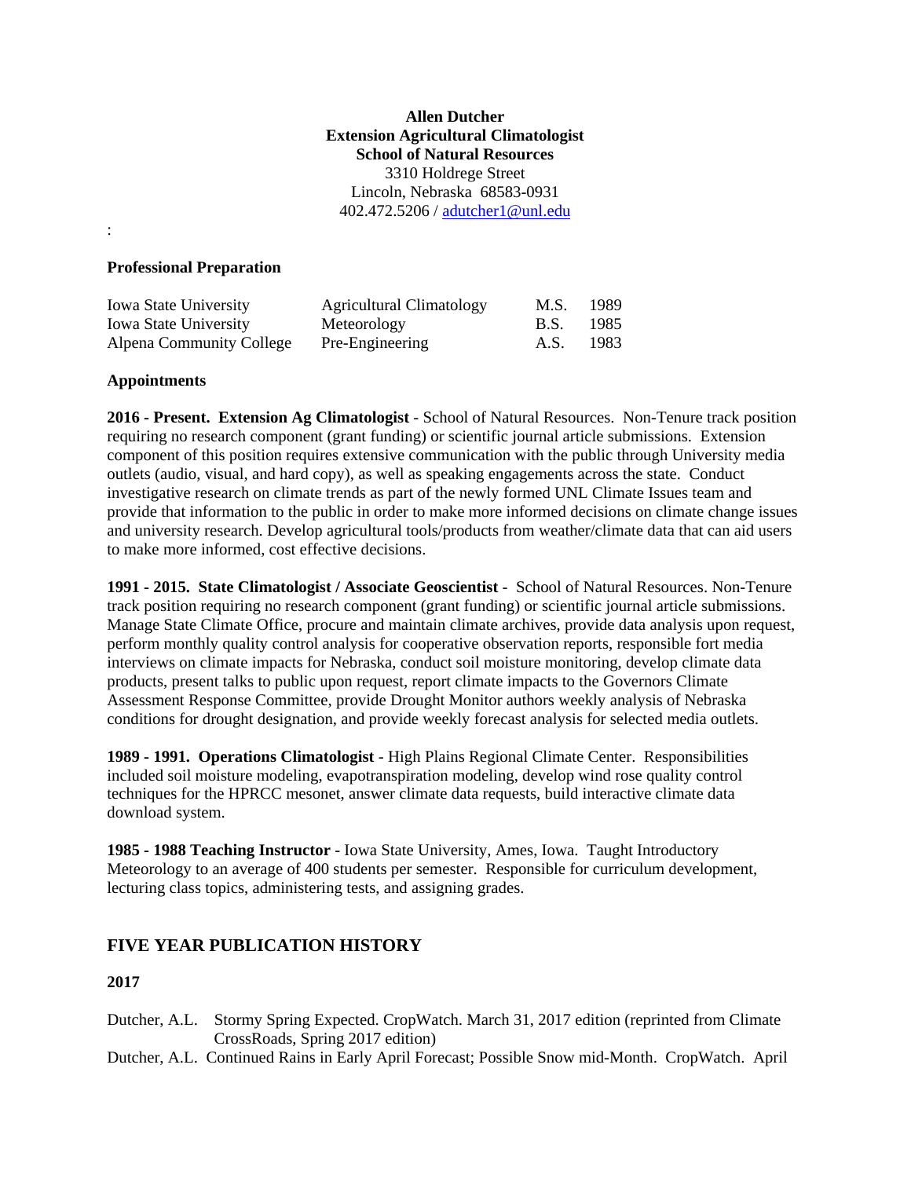**Allen Dutcher**
**Extension Agricultural Climatologist**
**School of Natural Resources**
3310 Holdrege Street
Lincoln, Nebraska 68583-0931
402.472.5206 / adutcher1@unl.edu

:

**Professional Preparation**

| | | | |
|---|---|---|---|
| Iowa State University | Agricultural Climatology | M.S. | 1989 |
| Iowa State University | Meteorology | B.S. | 1985 |
| Alpena Community College | Pre-Engineering | A.S. | 1983 |

**Appointments**

**2016 - Present. Extension Ag Climatologist** - School of Natural Resources. Non-Tenure track position requiring no research component (grant funding) or scientific journal article submissions. Extension component of this position requires extensive communication with the public through University media outlets (audio, visual, and hard copy), as well as speaking engagements across the state. Conduct investigative research on climate trends as part of the newly formed UNL Climate Issues team and provide that information to the public in order to make more informed decisions on climate change issues and university research. Develop agricultural tools/products from weather/climate data that can aid users to make more informed, cost effective decisions.

**1991 - 2015. State Climatologist / Associate Geoscientist** - School of Natural Resources. Non-Tenure track position requiring no research component (grant funding) or scientific journal article submissions. Manage State Climate Office, procure and maintain climate archives, provide data analysis upon request, perform monthly quality control analysis for cooperative observation reports, responsible fort media interviews on climate impacts for Nebraska, conduct soil moisture monitoring, develop climate data products, present talks to public upon request, report climate impacts to the Governors Climate Assessment Response Committee, provide Drought Monitor authors weekly analysis of Nebraska conditions for drought designation, and provide weekly forecast analysis for selected media outlets.

**1989 - 1991. Operations Climatologist** - High Plains Regional Climate Center. Responsibilities included soil moisture modeling, evapotranspiration modeling, develop wind rose quality control techniques for the HPRCC mesonet, answer climate data requests, build interactive climate data download system.

**1985 - 1988 Teaching Instructor** - Iowa State University, Ames, Iowa. Taught Introductory Meteorology to an average of 400 students per semester. Responsible for curriculum development, lecturing class topics, administering tests, and assigning grades.

## FIVE YEAR PUBLICATION HISTORY

**2017**

Dutcher, A.L. Stormy Spring Expected. CropWatch. March 31, 2017 edition (reprinted from Climate CrossRoads, Spring 2017 edition)

Dutcher, A.L. Continued Rains in Early April Forecast; Possible Snow mid-Month. CropWatch. April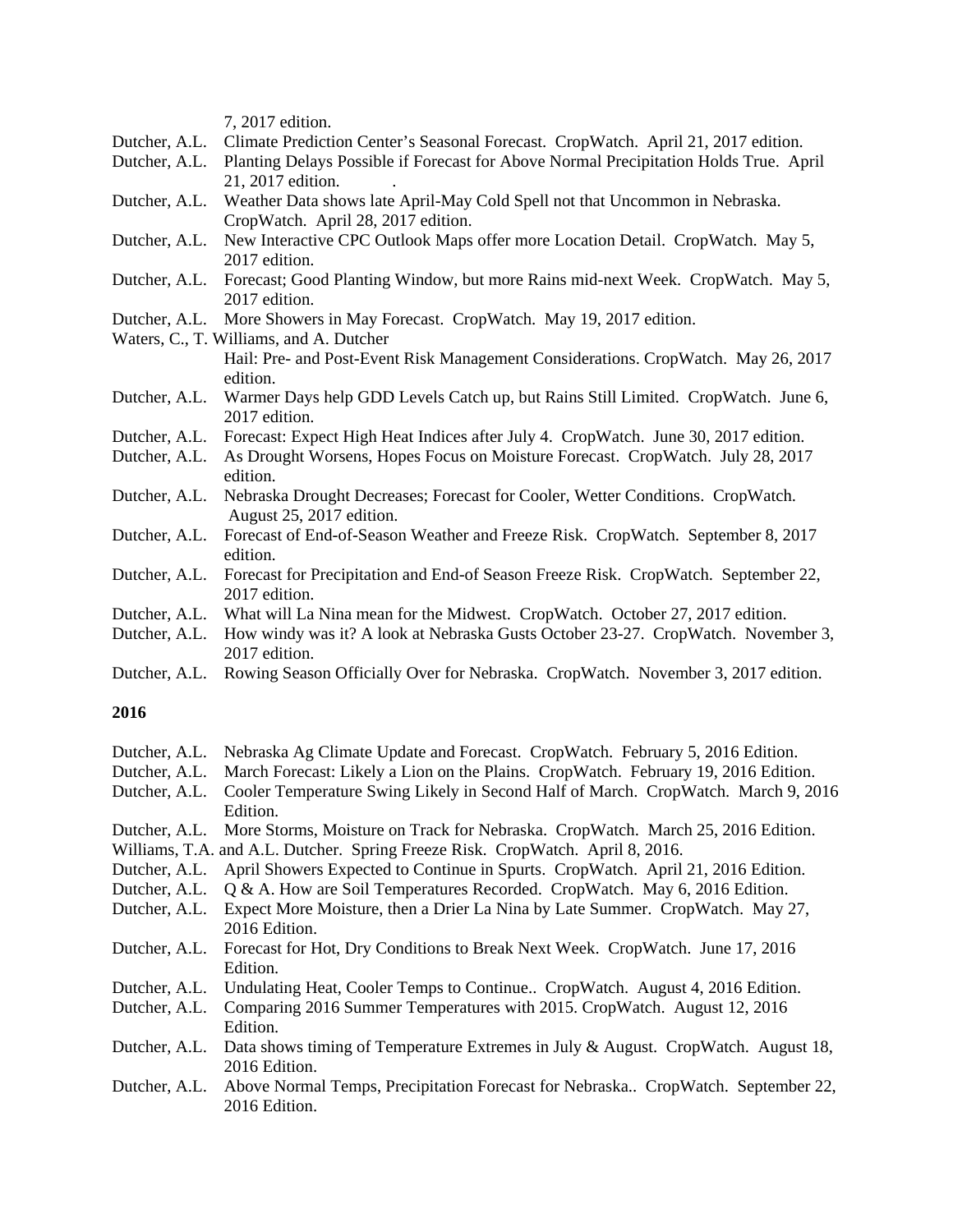7, 2017 edition.

Dutcher, A.L. Climate Prediction Center's Seasonal Forecast. CropWatch. April 21, 2017 edition.

Dutcher, A.L. Planting Delays Possible if Forecast for Above Normal Precipitation Holds True. April 21, 2017 edition. .

Dutcher, A.L. Weather Data shows late April-May Cold Spell not that Uncommon in Nebraska. CropWatch. April 28, 2017 edition.

Dutcher, A.L. New Interactive CPC Outlook Maps offer more Location Detail. CropWatch. May 5, 2017 edition.

Dutcher, A.L. Forecast; Good Planting Window, but more Rains mid-next Week. CropWatch. May 5, 2017 edition.

Dutcher, A.L. More Showers in May Forecast. CropWatch. May 19, 2017 edition.

Waters, C., T. Williams, and A. Dutcher
Hail: Pre- and Post-Event Risk Management Considerations. CropWatch. May 26, 2017 edition.

Dutcher, A.L. Warmer Days help GDD Levels Catch up, but Rains Still Limited. CropWatch. June 6, 2017 edition.

Dutcher, A.L. Forecast: Expect High Heat Indices after July 4. CropWatch. June 30, 2017 edition.

Dutcher, A.L. As Drought Worsens, Hopes Focus on Moisture Forecast. CropWatch. July 28, 2017 edition.

Dutcher, A.L. Nebraska Drought Decreases; Forecast for Cooler, Wetter Conditions. CropWatch. August 25, 2017 edition.

Dutcher, A.L. Forecast of End-of-Season Weather and Freeze Risk. CropWatch. September 8, 2017 edition.

Dutcher, A.L. Forecast for Precipitation and End-of Season Freeze Risk. CropWatch. September 22, 2017 edition.

Dutcher, A.L. What will La Nina mean for the Midwest. CropWatch. October 27, 2017 edition.

Dutcher, A.L. How windy was it? A look at Nebraska Gusts October 23-27. CropWatch. November 3, 2017 edition.

Dutcher, A.L. Rowing Season Officially Over for Nebraska. CropWatch. November 3, 2017 edition.

**2016**

Dutcher, A.L. Nebraska Ag Climate Update and Forecast. CropWatch. February 5, 2016 Edition.

Dutcher, A.L. March Forecast: Likely a Lion on the Plains. CropWatch. February 19, 2016 Edition.

Dutcher, A.L. Cooler Temperature Swing Likely in Second Half of March. CropWatch. March 9, 2016 Edition.

Dutcher, A.L. More Storms, Moisture on Track for Nebraska. CropWatch. March 25, 2016 Edition.

Williams, T.A. and A.L. Dutcher. Spring Freeze Risk. CropWatch. April 8, 2016.

Dutcher, A.L. April Showers Expected to Continue in Spurts. CropWatch. April 21, 2016 Edition.

Dutcher, A.L. Q & A. How are Soil Temperatures Recorded. CropWatch. May 6, 2016 Edition.

Dutcher, A.L. Expect More Moisture, then a Drier La Nina by Late Summer. CropWatch. May 27, 2016 Edition.

Dutcher, A.L. Forecast for Hot, Dry Conditions to Break Next Week. CropWatch. June 17, 2016 Edition.

Dutcher, A.L. Undulating Heat, Cooler Temps to Continue.. CropWatch. August 4, 2016 Edition.

Dutcher, A.L. Comparing 2016 Summer Temperatures with 2015. CropWatch. August 12, 2016 Edition.

Dutcher, A.L. Data shows timing of Temperature Extremes in July & August. CropWatch. August 18, 2016 Edition.

Dutcher, A.L. Above Normal Temps, Precipitation Forecast for Nebraska.. CropWatch. September 22, 2016 Edition.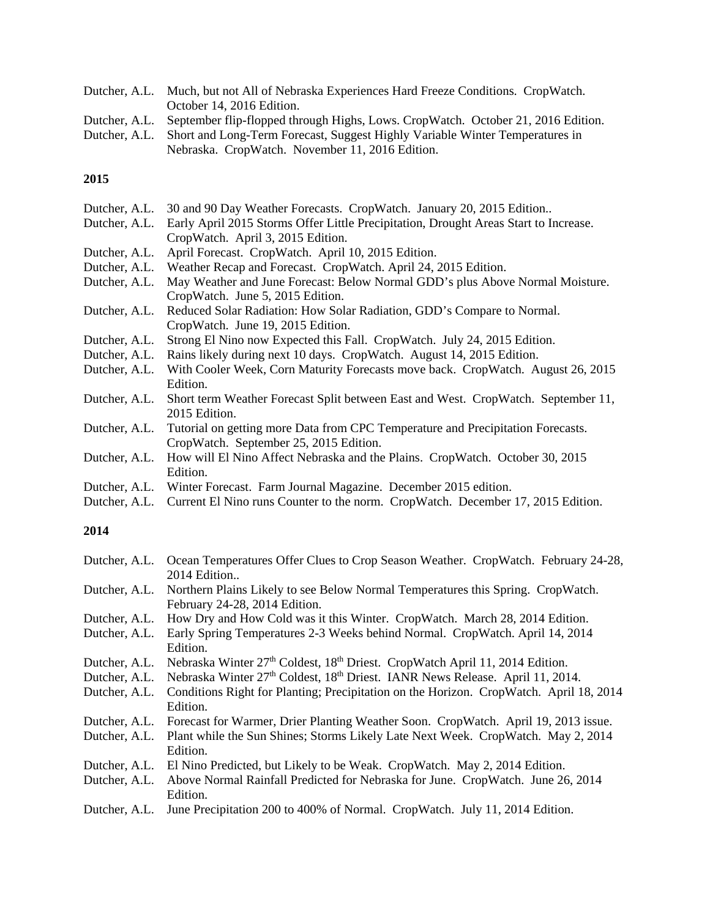Dutcher, A.L. Much, but not All of Nebraska Experiences Hard Freeze Conditions. CropWatch. October 14, 2016 Edition.

Dutcher, A.L. September flip-flopped through Highs, Lows. CropWatch. October 21, 2016 Edition.

Dutcher, A.L. Short and Long-Term Forecast, Suggest Highly Variable Winter Temperatures in Nebraska. CropWatch. November 11, 2016 Edition.

**2015**

Dutcher, A.L. 30 and 90 Day Weather Forecasts. CropWatch. January 20, 2015 Edition..

Dutcher, A.L. Early April 2015 Storms Offer Little Precipitation, Drought Areas Start to Increase. CropWatch. April 3, 2015 Edition.

Dutcher, A.L. April Forecast. CropWatch. April 10, 2015 Edition.

Dutcher, A.L. Weather Recap and Forecast. CropWatch. April 24, 2015 Edition.

Dutcher, A.L. May Weather and June Forecast: Below Normal GDD's plus Above Normal Moisture. CropWatch. June 5, 2015 Edition.

Dutcher, A.L. Reduced Solar Radiation: How Solar Radiation, GDD's Compare to Normal. CropWatch. June 19, 2015 Edition.

Dutcher, A.L. Strong El Nino now Expected this Fall. CropWatch. July 24, 2015 Edition.

Dutcher, A.L. Rains likely during next 10 days. CropWatch. August 14, 2015 Edition.

Dutcher, A.L. With Cooler Week, Corn Maturity Forecasts move back. CropWatch. August 26, 2015 Edition.

Dutcher, A.L. Short term Weather Forecast Split between East and West. CropWatch. September 11, 2015 Edition.

Dutcher, A.L. Tutorial on getting more Data from CPC Temperature and Precipitation Forecasts. CropWatch. September 25, 2015 Edition.

Dutcher, A.L. How will El Nino Affect Nebraska and the Plains. CropWatch. October 30, 2015 Edition.

Dutcher, A.L. Winter Forecast. Farm Journal Magazine. December 2015 edition.

Dutcher, A.L. Current El Nino runs Counter to the norm. CropWatch. December 17, 2015 Edition.

**2014**

Dutcher, A.L. Ocean Temperatures Offer Clues to Crop Season Weather. CropWatch. February 24-28, 2014 Edition..

Dutcher, A.L. Northern Plains Likely to see Below Normal Temperatures this Spring. CropWatch. February 24-28, 2014 Edition.

Dutcher, A.L. How Dry and How Cold was it this Winter. CropWatch. March 28, 2014 Edition.

Dutcher, A.L. Early Spring Temperatures 2-3 Weeks behind Normal. CropWatch. April 14, 2014 Edition.

Dutcher, A.L. Nebraska Winter 27th Coldest, 18th Driest. CropWatch April 11, 2014 Edition.

Dutcher, A.L. Nebraska Winter 27th Coldest, 18th Driest. IANR News Release. April 11, 2014.

Dutcher, A.L. Conditions Right for Planting; Precipitation on the Horizon. CropWatch. April 18, 2014 Edition.

Dutcher, A.L. Forecast for Warmer, Drier Planting Weather Soon. CropWatch. April 19, 2013 issue.

Dutcher, A.L. Plant while the Sun Shines; Storms Likely Late Next Week. CropWatch. May 2, 2014 Edition.

Dutcher, A.L. El Nino Predicted, but Likely to be Weak. CropWatch. May 2, 2014 Edition.

Dutcher, A.L. Above Normal Rainfall Predicted for Nebraska for June. CropWatch. June 26, 2014 Edition.

Dutcher, A.L. June Precipitation 200 to 400% of Normal. CropWatch. July 11, 2014 Edition.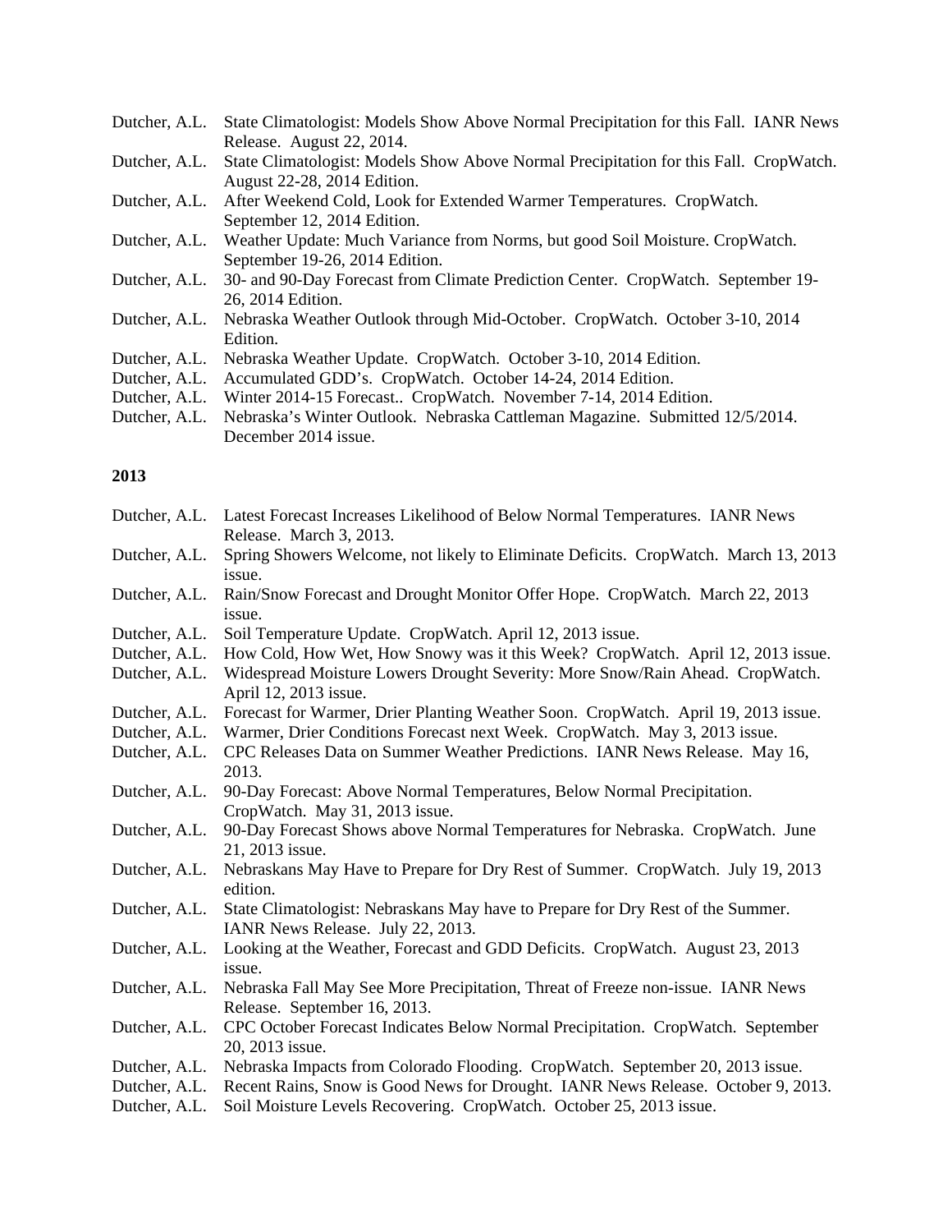Dutcher, A.L. State Climatologist: Models Show Above Normal Precipitation for this Fall. IANR News Release. August 22, 2014.

Dutcher, A.L. State Climatologist: Models Show Above Normal Precipitation for this Fall. CropWatch. August 22-28, 2014 Edition.

Dutcher, A.L. After Weekend Cold, Look for Extended Warmer Temperatures. CropWatch. September 12, 2014 Edition.

Dutcher, A.L. Weather Update: Much Variance from Norms, but good Soil Moisture. CropWatch. September 19-26, 2014 Edition.

Dutcher, A.L. 30- and 90-Day Forecast from Climate Prediction Center. CropWatch. September 19-26, 2014 Edition.

Dutcher, A.L. Nebraska Weather Outlook through Mid-October. CropWatch. October 3-10, 2014 Edition.

Dutcher, A.L. Nebraska Weather Update. CropWatch. October 3-10, 2014 Edition.

Dutcher, A.L. Accumulated GDD's. CropWatch. October 14-24, 2014 Edition.

Dutcher, A.L. Winter 2014-15 Forecast.. CropWatch. November 7-14, 2014 Edition.

Dutcher, A.L. Nebraska's Winter Outlook. Nebraska Cattleman Magazine. Submitted 12/5/2014. December 2014 issue.

**2013**

Dutcher, A.L. Latest Forecast Increases Likelihood of Below Normal Temperatures. IANR News Release. March 3, 2013.

Dutcher, A.L. Spring Showers Welcome, not likely to Eliminate Deficits. CropWatch. March 13, 2013 issue.

Dutcher, A.L. Rain/Snow Forecast and Drought Monitor Offer Hope. CropWatch. March 22, 2013 issue.

Dutcher, A.L. Soil Temperature Update. CropWatch. April 12, 2013 issue.

Dutcher, A.L. How Cold, How Wet, How Snowy was it this Week? CropWatch. April 12, 2013 issue.

Dutcher, A.L. Widespread Moisture Lowers Drought Severity: More Snow/Rain Ahead. CropWatch. April 12, 2013 issue.

Dutcher, A.L. Forecast for Warmer, Drier Planting Weather Soon. CropWatch. April 19, 2013 issue.

Dutcher, A.L. Warmer, Drier Conditions Forecast next Week. CropWatch. May 3, 2013 issue.

Dutcher, A.L. CPC Releases Data on Summer Weather Predictions. IANR News Release. May 16, 2013.

Dutcher, A.L. 90-Day Forecast: Above Normal Temperatures, Below Normal Precipitation. CropWatch. May 31, 2013 issue.

Dutcher, A.L. 90-Day Forecast Shows above Normal Temperatures for Nebraska. CropWatch. June 21, 2013 issue.

Dutcher, A.L. Nebraskans May Have to Prepare for Dry Rest of Summer. CropWatch. July 19, 2013 edition.

Dutcher, A.L. State Climatologist: Nebraskans May have to Prepare for Dry Rest of the Summer. IANR News Release. July 22, 2013.

Dutcher, A.L. Looking at the Weather, Forecast and GDD Deficits. CropWatch. August 23, 2013 issue.

Dutcher, A.L. Nebraska Fall May See More Precipitation, Threat of Freeze non-issue. IANR News Release. September 16, 2013.

Dutcher, A.L. CPC October Forecast Indicates Below Normal Precipitation. CropWatch. September 20, 2013 issue.

Dutcher, A.L. Nebraska Impacts from Colorado Flooding. CropWatch. September 20, 2013 issue.

Dutcher, A.L. Recent Rains, Snow is Good News for Drought. IANR News Release. October 9, 2013.

Dutcher, A.L. Soil Moisture Levels Recovering. CropWatch. October 25, 2013 issue.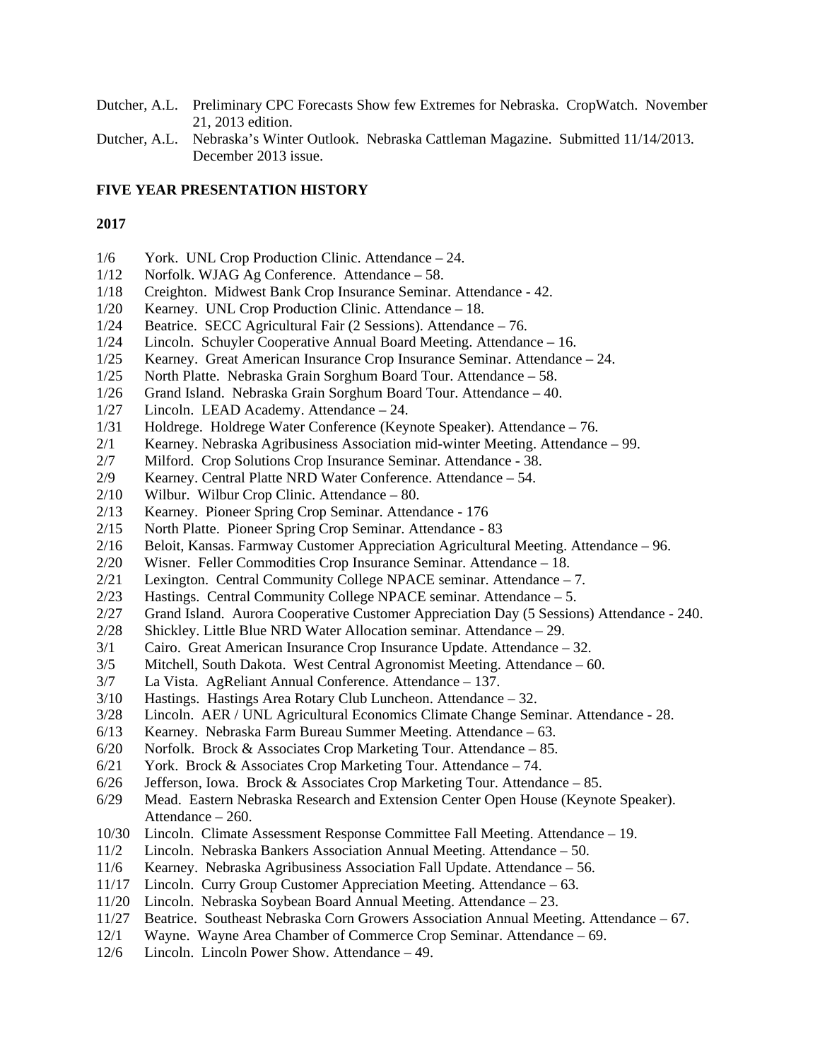Dutcher, A.L. Preliminary CPC Forecasts Show few Extremes for Nebraska. CropWatch. November 21, 2013 edition.

Dutcher, A.L. Nebraska's Winter Outlook. Nebraska Cattleman Magazine. Submitted 11/14/2013. December 2013 issue.

**FIVE YEAR PRESENTATION HISTORY**

**2017**

1/6 York. UNL Crop Production Clinic. Attendance – 24.
1/12 Norfolk. WJAG Ag Conference. Attendance – 58.
1/18 Creighton. Midwest Bank Crop Insurance Seminar. Attendance - 42.
1/20 Kearney. UNL Crop Production Clinic. Attendance – 18.
1/24 Beatrice. SECC Agricultural Fair (2 Sessions). Attendance – 76.
1/24 Lincoln. Schuyler Cooperative Annual Board Meeting. Attendance – 16.
1/25 Kearney. Great American Insurance Crop Insurance Seminar. Attendance – 24.
1/25 North Platte. Nebraska Grain Sorghum Board Tour. Attendance – 58.
1/26 Grand Island. Nebraska Grain Sorghum Board Tour. Attendance – 40.
1/27 Lincoln. LEAD Academy. Attendance – 24.
1/31 Holdrege. Holdrege Water Conference (Keynote Speaker). Attendance – 76.
2/1 Kearney. Nebraska Agribusiness Association mid-winter Meeting. Attendance – 99.
2/7 Milford. Crop Solutions Crop Insurance Seminar. Attendance - 38.
2/9 Kearney. Central Platte NRD Water Conference. Attendance – 54.
2/10 Wilbur. Wilbur Crop Clinic. Attendance – 80.
2/13 Kearney. Pioneer Spring Crop Seminar. Attendance - 176
2/15 North Platte. Pioneer Spring Crop Seminar. Attendance - 83
2/16 Beloit, Kansas. Farmway Customer Appreciation Agricultural Meeting. Attendance – 96.
2/20 Wisner. Feller Commodities Crop Insurance Seminar. Attendance – 18.
2/21 Lexington. Central Community College NPACE seminar. Attendance – 7.
2/23 Hastings. Central Community College NPACE seminar. Attendance – 5.
2/27 Grand Island. Aurora Cooperative Customer Appreciation Day (5 Sessions) Attendance - 240.
2/28 Shickley. Little Blue NRD Water Allocation seminar. Attendance – 29.
3/1 Cairo. Great American Insurance Crop Insurance Update. Attendance – 32.
3/5 Mitchell, South Dakota. West Central Agronomist Meeting. Attendance – 60.
3/7 La Vista. AgReliant Annual Conference. Attendance – 137.
3/10 Hastings. Hastings Area Rotary Club Luncheon. Attendance – 32.
3/28 Lincoln. AER / UNL Agricultural Economics Climate Change Seminar. Attendance - 28.
6/13 Kearney. Nebraska Farm Bureau Summer Meeting. Attendance – 63.
6/20 Norfolk. Brock & Associates Crop Marketing Tour. Attendance – 85.
6/21 York. Brock & Associates Crop Marketing Tour. Attendance – 74.
6/26 Jefferson, Iowa. Brock & Associates Crop Marketing Tour. Attendance – 85.
6/29 Mead. Eastern Nebraska Research and Extension Center Open House (Keynote Speaker). Attendance – 260.
10/30 Lincoln. Climate Assessment Response Committee Fall Meeting. Attendance – 19.
11/2 Lincoln. Nebraska Bankers Association Annual Meeting. Attendance – 50.
11/6 Kearney. Nebraska Agribusiness Association Fall Update. Attendance – 56.
11/17 Lincoln. Curry Group Customer Appreciation Meeting. Attendance – 63.
11/20 Lincoln. Nebraska Soybean Board Annual Meeting. Attendance – 23.
11/27 Beatrice. Southeast Nebraska Corn Growers Association Annual Meeting. Attendance – 67.
12/1 Wayne. Wayne Area Chamber of Commerce Crop Seminar. Attendance – 69.
12/6 Lincoln. Lincoln Power Show. Attendance – 49.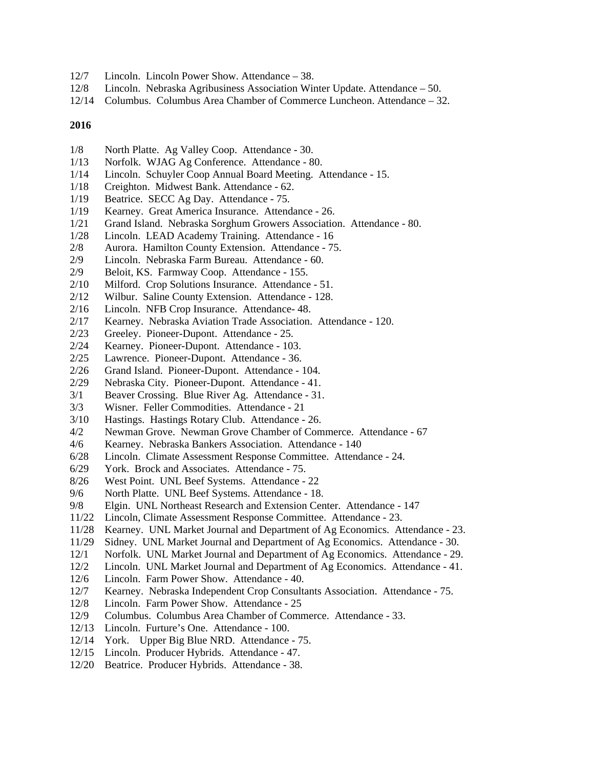12/7 Lincoln. Lincoln Power Show. Attendance – 38.
12/8 Lincoln. Nebraska Agribusiness Association Winter Update. Attendance – 50.
12/14 Columbus. Columbus Area Chamber of Commerce Luncheon. Attendance – 32.

**2016**

1/8 North Platte. Ag Valley Coop. Attendance - 30.
1/13 Norfolk. WJAG Ag Conference. Attendance - 80.
1/14 Lincoln. Schuyler Coop Annual Board Meeting. Attendance - 15.
1/18 Creighton. Midwest Bank. Attendance - 62.
1/19 Beatrice. SECC Ag Day. Attendance - 75.
1/19 Kearney. Great America Insurance. Attendance - 26.
1/21 Grand Island. Nebraska Sorghum Growers Association. Attendance - 80.
1/28 Lincoln. LEAD Academy Training. Attendance - 16
2/8 Aurora. Hamilton County Extension. Attendance - 75.
2/9 Lincoln. Nebraska Farm Bureau. Attendance - 60.
2/9 Beloit, KS. Farmway Coop. Attendance - 155.
2/10 Milford. Crop Solutions Insurance. Attendance - 51.
2/12 Wilbur. Saline County Extension. Attendance - 128.
2/16 Lincoln. NFB Crop Insurance. Attendance- 48.
2/17 Kearney. Nebraska Aviation Trade Association. Attendance - 120.
2/23 Greeley. Pioneer-Dupont. Attendance - 25.
2/24 Kearney. Pioneer-Dupont. Attendance - 103.
2/25 Lawrence. Pioneer-Dupont. Attendance - 36.
2/26 Grand Island. Pioneer-Dupont. Attendance - 104.
2/29 Nebraska City. Pioneer-Dupont. Attendance - 41.
3/1 Beaver Crossing. Blue River Ag. Attendance - 31.
3/3 Wisner. Feller Commodities. Attendance - 21
3/10 Hastings. Hastings Rotary Club. Attendance - 26.
4/2 Newman Grove. Newman Grove Chamber of Commerce. Attendance - 67
4/6 Kearney. Nebraska Bankers Association. Attendance - 140
6/28 Lincoln. Climate Assessment Response Committee. Attendance - 24.
6/29 York. Brock and Associates. Attendance - 75.
8/26 West Point. UNL Beef Systems. Attendance - 22
9/6 North Platte. UNL Beef Systems. Attendance - 18.
9/8 Elgin. UNL Northeast Research and Extension Center. Attendance - 147
11/22 Lincoln, Climate Assessment Response Committee. Attendance - 23.
11/28 Kearney. UNL Market Journal and Department of Ag Economics. Attendance - 23.
11/29 Sidney. UNL Market Journal and Department of Ag Economics. Attendance - 30.
12/1 Norfolk. UNL Market Journal and Department of Ag Economics. Attendance - 29.
12/2 Lincoln. UNL Market Journal and Department of Ag Economics. Attendance - 41.
12/6 Lincoln. Farm Power Show. Attendance - 40.
12/7 Kearney. Nebraska Independent Crop Consultants Association. Attendance - 75.
12/8 Lincoln. Farm Power Show. Attendance - 25
12/9 Columbus. Columbus Area Chamber of Commerce. Attendance - 33.
12/13 Lincoln. Furture's One. Attendance - 100.
12/14 York. Upper Big Blue NRD. Attendance - 75.
12/15 Lincoln. Producer Hybrids. Attendance - 47.
12/20 Beatrice. Producer Hybrids. Attendance - 38.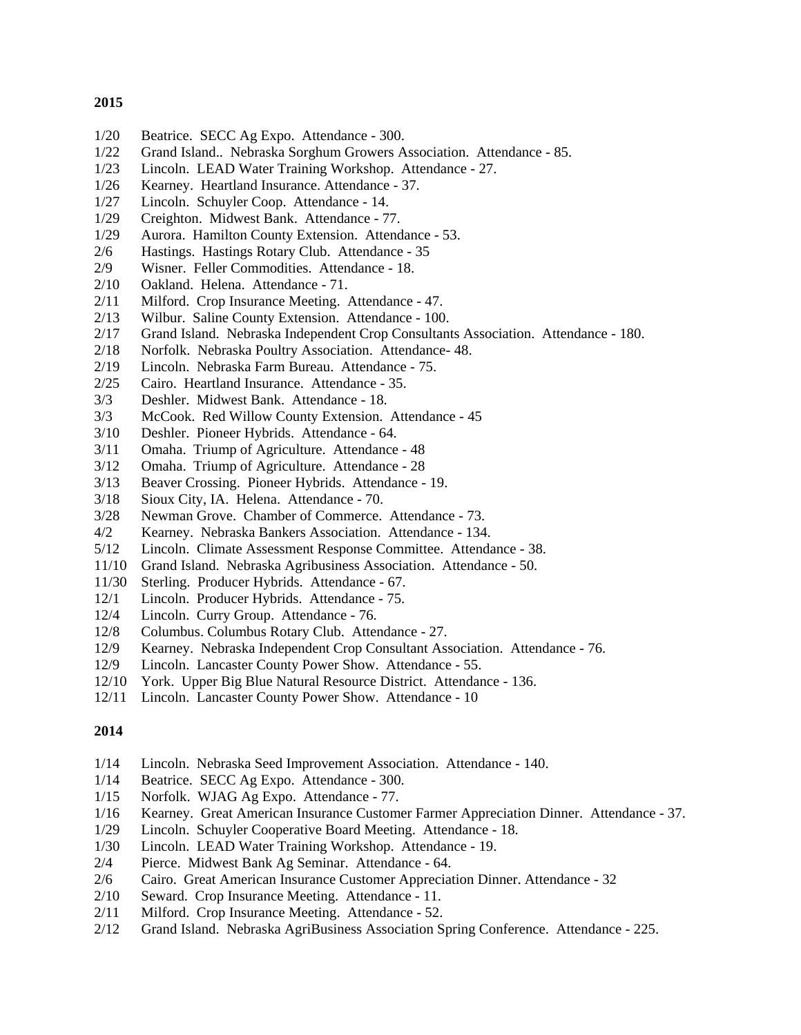**2015**

1/20 Beatrice. SECC Ag Expo. Attendance - 300.
1/22 Grand Island.. Nebraska Sorghum Growers Association. Attendance - 85.
1/23 Lincoln. LEAD Water Training Workshop. Attendance - 27.
1/26 Kearney. Heartland Insurance. Attendance - 37.
1/27 Lincoln. Schuyler Coop. Attendance - 14.
1/29 Creighton. Midwest Bank. Attendance - 77.
1/29 Aurora. Hamilton County Extension. Attendance - 53.
2/6 Hastings. Hastings Rotary Club. Attendance - 35
2/9 Wisner. Feller Commodities. Attendance - 18.
2/10 Oakland. Helena. Attendance - 71.
2/11 Milford. Crop Insurance Meeting. Attendance - 47.
2/13 Wilbur. Saline County Extension. Attendance - 100.
2/17 Grand Island. Nebraska Independent Crop Consultants Association. Attendance - 180.
2/18 Norfolk. Nebraska Poultry Association. Attendance- 48.
2/19 Lincoln. Nebraska Farm Bureau. Attendance - 75.
2/25 Cairo. Heartland Insurance. Attendance - 35.
3/3 Deshler. Midwest Bank. Attendance - 18.
3/3 McCook. Red Willow County Extension. Attendance - 45
3/10 Deshler. Pioneer Hybrids. Attendance - 64.
3/11 Omaha. Triump of Agriculture. Attendance - 48
3/12 Omaha. Triump of Agriculture. Attendance - 28
3/13 Beaver Crossing. Pioneer Hybrids. Attendance - 19.
3/18 Sioux City, IA. Helena. Attendance - 70.
3/28 Newman Grove. Chamber of Commerce. Attendance - 73.
4/2 Kearney. Nebraska Bankers Association. Attendance - 134.
5/12 Lincoln. Climate Assessment Response Committee. Attendance - 38.
11/10 Grand Island. Nebraska Agribusiness Association. Attendance - 50.
11/30 Sterling. Producer Hybrids. Attendance - 67.
12/1 Lincoln. Producer Hybrids. Attendance - 75.
12/4 Lincoln. Curry Group. Attendance - 76.
12/8 Columbus. Columbus Rotary Club. Attendance - 27.
12/9 Kearney. Nebraska Independent Crop Consultant Association. Attendance - 76.
12/9 Lincoln. Lancaster County Power Show. Attendance - 55.
12/10 York. Upper Big Blue Natural Resource District. Attendance - 136.
12/11 Lincoln. Lancaster County Power Show. Attendance - 10

**2014**

1/14 Lincoln. Nebraska Seed Improvement Association. Attendance - 140.
1/14 Beatrice. SECC Ag Expo. Attendance - 300.
1/15 Norfolk. WJAG Ag Expo. Attendance - 77.
1/16 Kearney. Great American Insurance Customer Farmer Appreciation Dinner. Attendance - 37.
1/29 Lincoln. Schuyler Cooperative Board Meeting. Attendance - 18.
1/30 Lincoln. LEAD Water Training Workshop. Attendance - 19.
2/4 Pierce. Midwest Bank Ag Seminar. Attendance - 64.
2/6 Cairo. Great American Insurance Customer Appreciation Dinner. Attendance - 32
2/10 Seward. Crop Insurance Meeting. Attendance - 11.
2/11 Milford. Crop Insurance Meeting. Attendance - 52.
2/12 Grand Island. Nebraska AgriBusiness Association Spring Conference. Attendance - 225.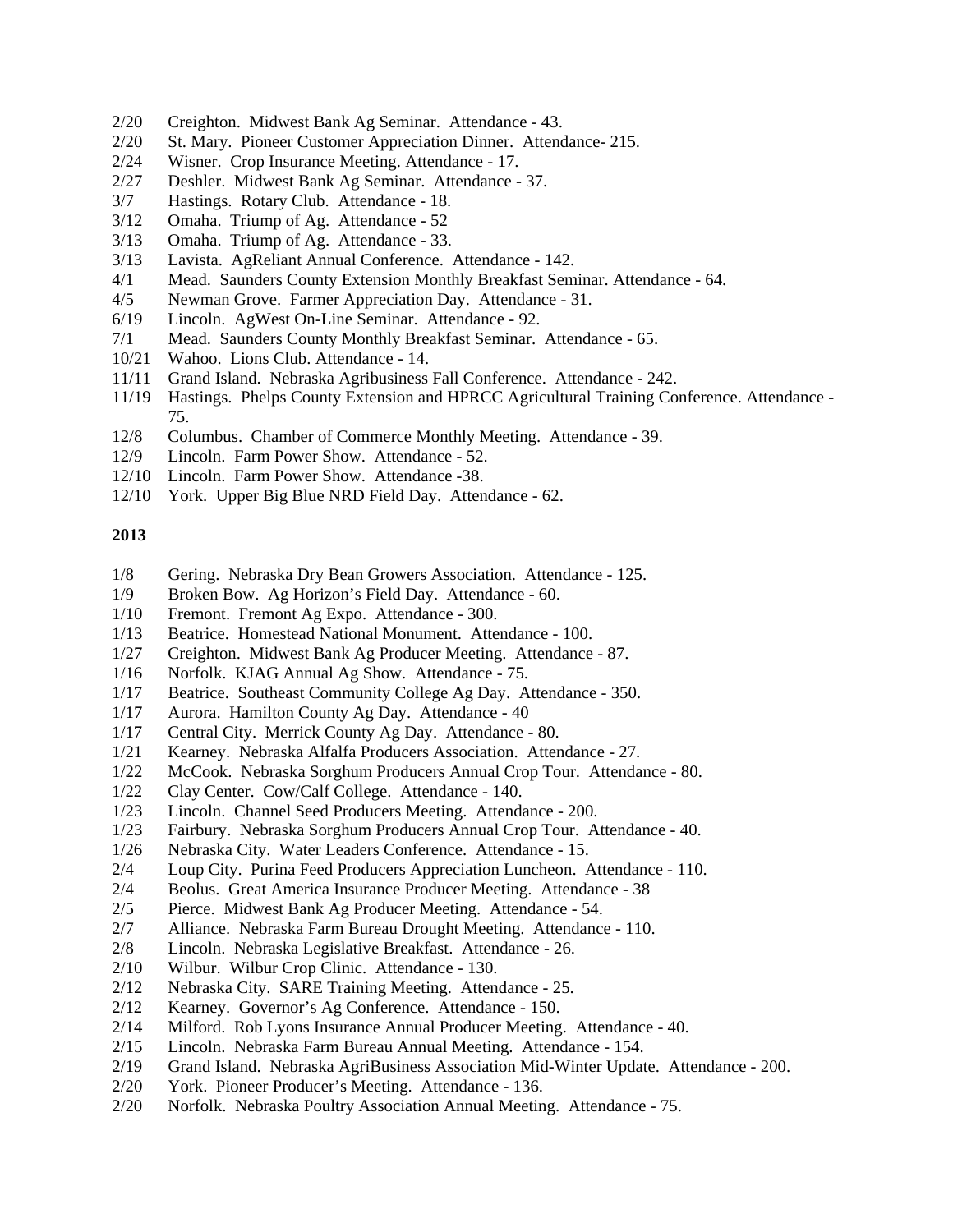2/20 Creighton. Midwest Bank Ag Seminar. Attendance - 43.
2/20 St. Mary. Pioneer Customer Appreciation Dinner. Attendance- 215.
2/24 Wisner. Crop Insurance Meeting. Attendance - 17.
2/27 Deshler. Midwest Bank Ag Seminar. Attendance - 37.
3/7 Hastings. Rotary Club. Attendance - 18.
3/12 Omaha. Triump of Ag. Attendance - 52
3/13 Omaha. Triump of Ag. Attendance - 33.
3/13 Lavista. AgReliant Annual Conference. Attendance - 142.
4/1 Mead. Saunders County Extension Monthly Breakfast Seminar. Attendance - 64.
4/5 Newman Grove. Farmer Appreciation Day. Attendance - 31.
6/19 Lincoln. AgWest On-Line Seminar. Attendance - 92.
7/1 Mead. Saunders County Monthly Breakfast Seminar. Attendance - 65.
10/21 Wahoo. Lions Club. Attendance - 14.
11/11 Grand Island. Nebraska Agribusiness Fall Conference. Attendance - 242.
11/19 Hastings. Phelps County Extension and HPRCC Agricultural Training Conference. Attendance - 75.
12/8 Columbus. Chamber of Commerce Monthly Meeting. Attendance - 39.
12/9 Lincoln. Farm Power Show. Attendance - 52.
12/10 Lincoln. Farm Power Show. Attendance -38.
12/10 York. Upper Big Blue NRD Field Day. Attendance - 62.

**2013**

1/8 Gering. Nebraska Dry Bean Growers Association. Attendance - 125.
1/9 Broken Bow. Ag Horizon's Field Day. Attendance - 60.
1/10 Fremont. Fremont Ag Expo. Attendance - 300.
1/13 Beatrice. Homestead National Monument. Attendance - 100.
1/27 Creighton. Midwest Bank Ag Producer Meeting. Attendance - 87.
1/16 Norfolk. KJAG Annual Ag Show. Attendance - 75.
1/17 Beatrice. Southeast Community College Ag Day. Attendance - 350.
1/17 Aurora. Hamilton County Ag Day. Attendance - 40
1/17 Central City. Merrick County Ag Day. Attendance - 80.
1/21 Kearney. Nebraska Alfalfa Producers Association. Attendance - 27.
1/22 McCook. Nebraska Sorghum Producers Annual Crop Tour. Attendance - 80.
1/22 Clay Center. Cow/Calf College. Attendance - 140.
1/23 Lincoln. Channel Seed Producers Meeting. Attendance - 200.
1/23 Fairbury. Nebraska Sorghum Producers Annual Crop Tour. Attendance - 40.
1/26 Nebraska City. Water Leaders Conference. Attendance - 15.
2/4 Loup City. Purina Feed Producers Appreciation Luncheon. Attendance - 110.
2/4 Beolus. Great America Insurance Producer Meeting. Attendance - 38
2/5 Pierce. Midwest Bank Ag Producer Meeting. Attendance - 54.
2/7 Alliance. Nebraska Farm Bureau Drought Meeting. Attendance - 110.
2/8 Lincoln. Nebraska Legislative Breakfast. Attendance - 26.
2/10 Wilbur. Wilbur Crop Clinic. Attendance - 130.
2/12 Nebraska City. SARE Training Meeting. Attendance - 25.
2/12 Kearney. Governor's Ag Conference. Attendance - 150.
2/14 Milford. Rob Lyons Insurance Annual Producer Meeting. Attendance - 40.
2/15 Lincoln. Nebraska Farm Bureau Annual Meeting. Attendance - 154.
2/19 Grand Island. Nebraska AgriBusiness Association Mid-Winter Update. Attendance - 200.
2/20 York. Pioneer Producer's Meeting. Attendance - 136.
2/20 Norfolk. Nebraska Poultry Association Annual Meeting. Attendance - 75.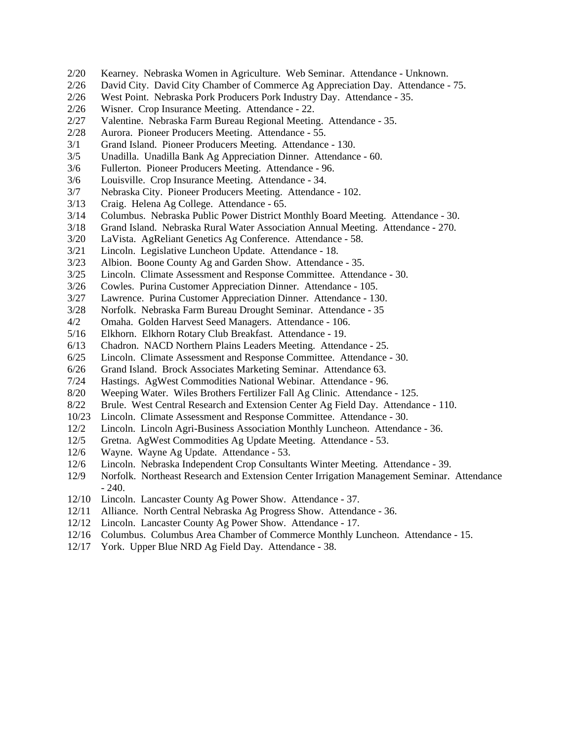2/20 Kearney. Nebraska Women in Agriculture. Web Seminar. Attendance - Unknown.
2/26 David City. David City Chamber of Commerce Ag Appreciation Day. Attendance - 75.
2/26 West Point. Nebraska Pork Producers Pork Industry Day. Attendance - 35.
2/26 Wisner. Crop Insurance Meeting. Attendance - 22.
2/27 Valentine. Nebraska Farm Bureau Regional Meeting. Attendance - 35.
2/28 Aurora. Pioneer Producers Meeting. Attendance - 55.
3/1 Grand Island. Pioneer Producers Meeting. Attendance - 130.
3/5 Unadilla. Unadilla Bank Ag Appreciation Dinner. Attendance - 60.
3/6 Fullerton. Pioneer Producers Meeting. Attendance - 96.
3/6 Louisville. Crop Insurance Meeting. Attendance - 34.
3/7 Nebraska City. Pioneer Producers Meeting. Attendance - 102.
3/13 Craig. Helena Ag College. Attendance - 65.
3/14 Columbus. Nebraska Public Power District Monthly Board Meeting. Attendance - 30.
3/18 Grand Island. Nebraska Rural Water Association Annual Meeting. Attendance - 270.
3/20 LaVista. AgReliant Genetics Ag Conference. Attendance - 58.
3/21 Lincoln. Legislative Luncheon Update. Attendance - 18.
3/23 Albion. Boone County Ag and Garden Show. Attendance - 35.
3/25 Lincoln. Climate Assessment and Response Committee. Attendance - 30.
3/26 Cowles. Purina Customer Appreciation Dinner. Attendance - 105.
3/27 Lawrence. Purina Customer Appreciation Dinner. Attendance - 130.
3/28 Norfolk. Nebraska Farm Bureau Drought Seminar. Attendance - 35
4/2 Omaha. Golden Harvest Seed Managers. Attendance - 106.
5/16 Elkhorn. Elkhorn Rotary Club Breakfast. Attendance - 19.
6/13 Chadron. NACD Northern Plains Leaders Meeting. Attendance - 25.
6/25 Lincoln. Climate Assessment and Response Committee. Attendance - 30.
6/26 Grand Island. Brock Associates Marketing Seminar. Attendance 63.
7/24 Hastings. AgWest Commodities National Webinar. Attendance - 96.
8/20 Weeping Water. Wiles Brothers Fertilizer Fall Ag Clinic. Attendance - 125.
8/22 Brule. West Central Research and Extension Center Ag Field Day. Attendance - 110.
10/23 Lincoln. Climate Assessment and Response Committee. Attendance - 30.
12/2 Lincoln. Lincoln Agri-Business Association Monthly Luncheon. Attendance - 36.
12/5 Gretna. AgWest Commodities Ag Update Meeting. Attendance - 53.
12/6 Wayne. Wayne Ag Update. Attendance - 53.
12/6 Lincoln. Nebraska Independent Crop Consultants Winter Meeting. Attendance - 39.
12/9 Norfolk. Northeast Research and Extension Center Irrigation Management Seminar. Attendance - 240.
12/10 Lincoln. Lancaster County Ag Power Show. Attendance - 37.
12/11 Alliance. North Central Nebraska Ag Progress Show. Attendance - 36.
12/12 Lincoln. Lancaster County Ag Power Show. Attendance - 17.
12/16 Columbus. Columbus Area Chamber of Commerce Monthly Luncheon. Attendance - 15.
12/17 York. Upper Blue NRD Ag Field Day. Attendance - 38.